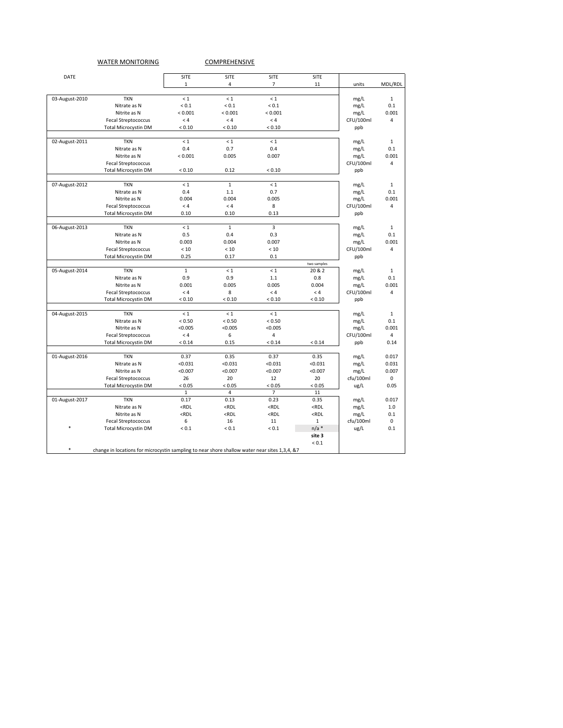WATER MONITORING COMPREHENSIVE

| DATE | | SITE 1 | SITE 4 | SITE 7 | SITE 11 | units | MDL/RDL |
|---|---|---|---|---|---|---|---|
| 03-August-2010 | TKN | < 1 | < 1 | < 1 | | mg/L | 1 |
| | Nitrate as N | < 0.1 | < 0.1 | < 0.1 | | mg/L | 0.1 |
| | Nitrite as N | < 0.001 | < 0.001 | < 0.001 | | mg/L | 0.001 |
| | Fecal Streptococcus | < 4 | < 4 | < 4 | | CFU/100ml | 4 |
| | Total Microcystin DM | < 0.10 | < 0.10 | < 0.10 | | ppb | |
| 02-August-2011 | TKN | < 1 | < 1 | < 1 | | mg/L | 1 |
| | Nitrate as N | 0.4 | 0.7 | 0.4 | | mg/L | 0.1 |
| | Nitrite as N | < 0.001 | 0.005 | 0.007 | | mg/L | 0.001 |
| | Fecal Streptococcus | | | | | CFU/100ml | 4 |
| | Total Microcystin DM | < 0.10 | 0.12 | < 0.10 | | ppb | |
| 07-August-2012 | TKN | < 1 | 1 | < 1 | | mg/L | 1 |
| | Nitrate as N | 0.4 | 1.1 | 0.7 | | mg/L | 0.1 |
| | Nitrite as N | 0.004 | 0.004 | 0.005 | | mg/L | 0.001 |
| | Fecal Streptococcus | < 4 | < 4 | 8 | | CFU/100ml | 4 |
| | Total Microcystin DM | 0.10 | 0.10 | 0.13 | | ppb | |
| 06-August-2013 | TKN | < 1 | 1 | 3 | | mg/L | 1 |
| | Nitrate as N | 0.5 | 0.4 | 0.3 | | mg/L | 0.1 |
| | Nitrite as N | 0.003 | 0.004 | 0.007 | | mg/L | 0.001 |
| | Fecal Streptococcus | < 10 | < 10 | < 10 | | CFU/100ml | 4 |
| | Total Microcystin DM | 0.25 | 0.17 | 0.1 | | ppb | |
| | | | | | two samples | | |
| 05-August-2014 | TKN | 1 | < 1 | < 1 | 20 & 2 | mg/L | 1 |
| | Nitrate as N | 0.9 | 0.9 | 1.1 | 0.8 | mg/L | 0.1 |
| | Nitrite as N | 0.001 | 0.005 | 0.005 | 0.004 | mg/L | 0.001 |
| | Fecal Streptococcus | < 4 | 8 | < 4 | < 4 | CFU/100ml | 4 |
| | Total Microcystin DM | < 0.10 | < 0.10 | < 0.10 | < 0.10 | ppb | |
| 04-August-2015 | TKN | < 1 | < 1 | < 1 | | mg/L | 1 |
| | Nitrate as N | < 0.50 | < 0.50 | < 0.50 | | mg/L | 0.1 |
| | Nitrite as N | <0.005 | <0.005 | <0.005 | | mg/L | 0.001 |
| | Fecal Streptococcus | < 4 | 6 | 4 | | CFU/100ml | 4 |
| | Total Microcystin DM | < 0.14 | 0.15 | < 0.14 | < 0.14 | ppb | 0.14 |
| 01-August-2016 | TKN | 0.37 | 0.35 | 0.37 | 0.35 | mg/L | 0.017 |
| | Nitrate as N | <0.031 | <0.031 | <0.031 | <0.031 | mg/L | 0.031 |
| | Nitrite as N | <0.007 | <0.007 | <0.007 | <0.007 | mg/L | 0.007 |
| | Fecal Streptococcus | 26 | 20 | 12 | 20 | cfu/100ml | 0 |
| | Total Microcystin DM | < 0.05 | < 0.05 | < 0.05 | < 0.05 | ug/L | 0.05 |
| | | 1 | 4 | 7 | 11 | | |
| 01-August-2017 | TKN | 0.17 | 0.13 | 0.23 | 0.35 | mg/L | 0.017 |
| | Nitrate as N | <RDL | <RDL | <RDL | <RDL | mg/L | 1.0 |
| | Nitrite as N | <RDL | <RDL | <RDL | <RDL | mg/L | 0.1 |
| | Fecal Streptococcus | 6 | 16 | 11 | 1 | cfu/100ml | 0 |
| * | Total Microcystin DM | < 0.1 | < 0.1 | < 0.1 | n/a * | ug/L | 0.1 |
| | | | | | site 3 | | |
| | | | | | < 0.1 | | |

\* change in locations for microcystin sampling to near shore shallow water near sites 1,3,4, &7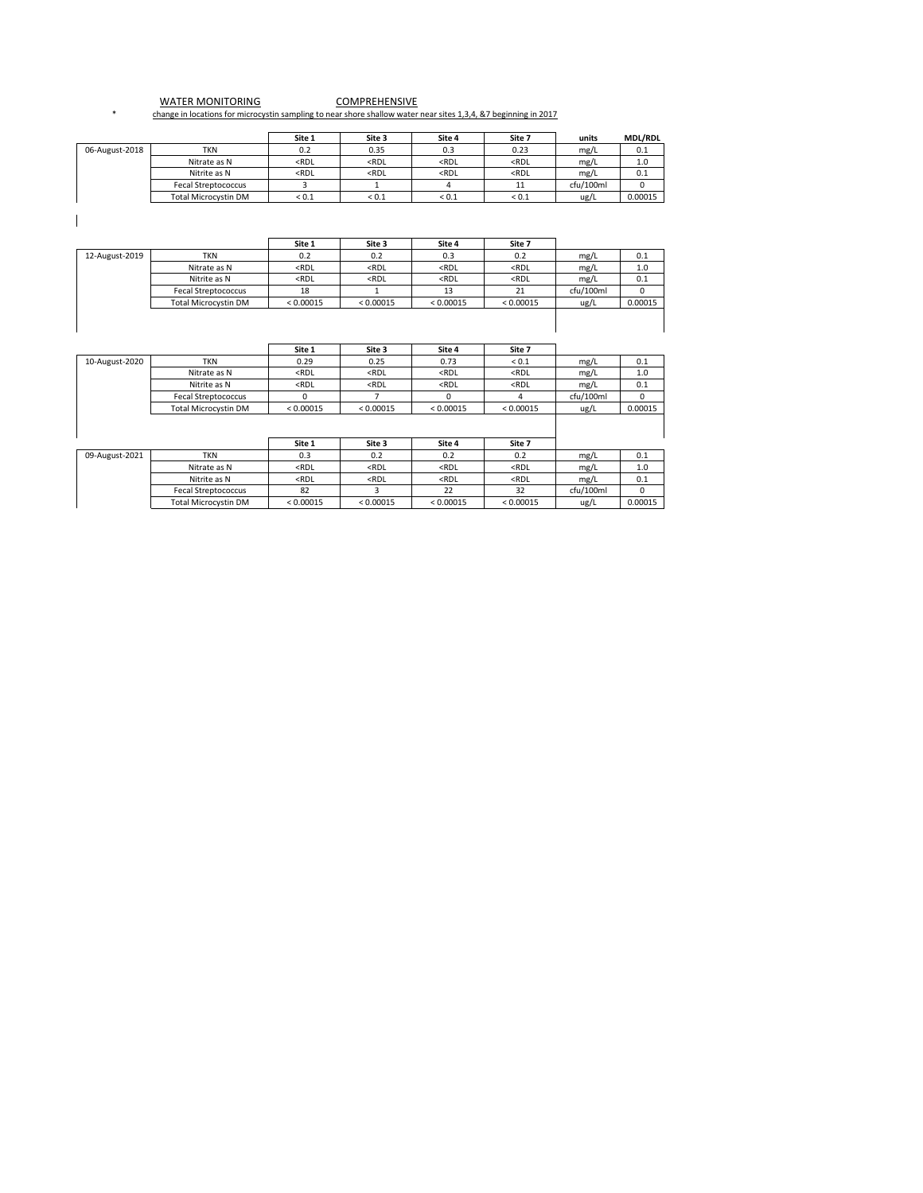WATER MONITORING COMPREHENSIVE

\* change in locations for microcystin sampling to near shore shallow water near sites 1,3,4, &7 beginning in 2017

| | | Site 1 | Site 3 | Site 4 | Site 7 | units | MDL/RDL |
|---|---|---|---|---|---|---|---|
| 06-August-2018 | TKN | 0.2 | 0.35 | 0.3 | 0.23 | mg/L | 0.1 |
| | Nitrate as N | <RDL | <RDL | <RDL | <RDL | mg/L | 1.0 |
| | Nitrite as N | <RDL | <RDL | <RDL | <RDL | mg/L | 0.1 |
| | Fecal Streptococcus | 3 | 1 | 4 | 11 | cfu/100ml | 0 |
| | Total Microcystin DM | < 0.1 | < 0.1 | < 0.1 | < 0.1 | ug/L | 0.00015 |

| | | Site 1 | Site 3 | Site 4 | Site 7 | | |
|---|---|---|---|---|---|---|---|
| 12-August-2019 | TKN | 0.2 | 0.2 | 0.3 | 0.2 | mg/L | 0.1 |
| | Nitrate as N | <RDL | <RDL | <RDL | <RDL | mg/L | 1.0 |
| | Nitrite as N | <RDL | <RDL | <RDL | <RDL | mg/L | 0.1 |
| | Fecal Streptococcus | 18 | 1 | 13 | 21 | cfu/100ml | 0 |
| | Total Microcystin DM | < 0.00015 | < 0.00015 | < 0.00015 | < 0.00015 | ug/L | 0.00015 |

| | | Site 1 | Site 3 | Site 4 | Site 7 | | |
|---|---|---|---|---|---|---|---|
| 10-August-2020 | TKN | 0.29 | 0.25 | 0.73 | < 0.1 | mg/L | 0.1 |
| | Nitrate as N | <RDL | <RDL | <RDL | <RDL | mg/L | 1.0 |
| | Nitrite as N | <RDL | <RDL | <RDL | <RDL | mg/L | 0.1 |
| | Fecal Streptococcus | 0 | 7 | 0 | 4 | cfu/100ml | 0 |
| | Total Microcystin DM | < 0.00015 | < 0.00015 | < 0.00015 | < 0.00015 | ug/L | 0.00015 |

| | | Site 1 | Site 3 | Site 4 | Site 7 | | |
|---|---|---|---|---|---|---|---|
| 09-August-2021 | TKN | 0.3 | 0.2 | 0.2 | 0.2 | mg/L | 0.1 |
| | Nitrate as N | <RDL | <RDL | <RDL | <RDL | mg/L | 1.0 |
| | Nitrite as N | <RDL | <RDL | <RDL | <RDL | mg/L | 0.1 |
| | Fecal Streptococcus | 82 | 3 | 22 | 32 | cfu/100ml | 0 |
| | Total Microcystin DM | < 0.00015 | < 0.00015 | < 0.00015 | < 0.00015 | ug/L | 0.00015 |